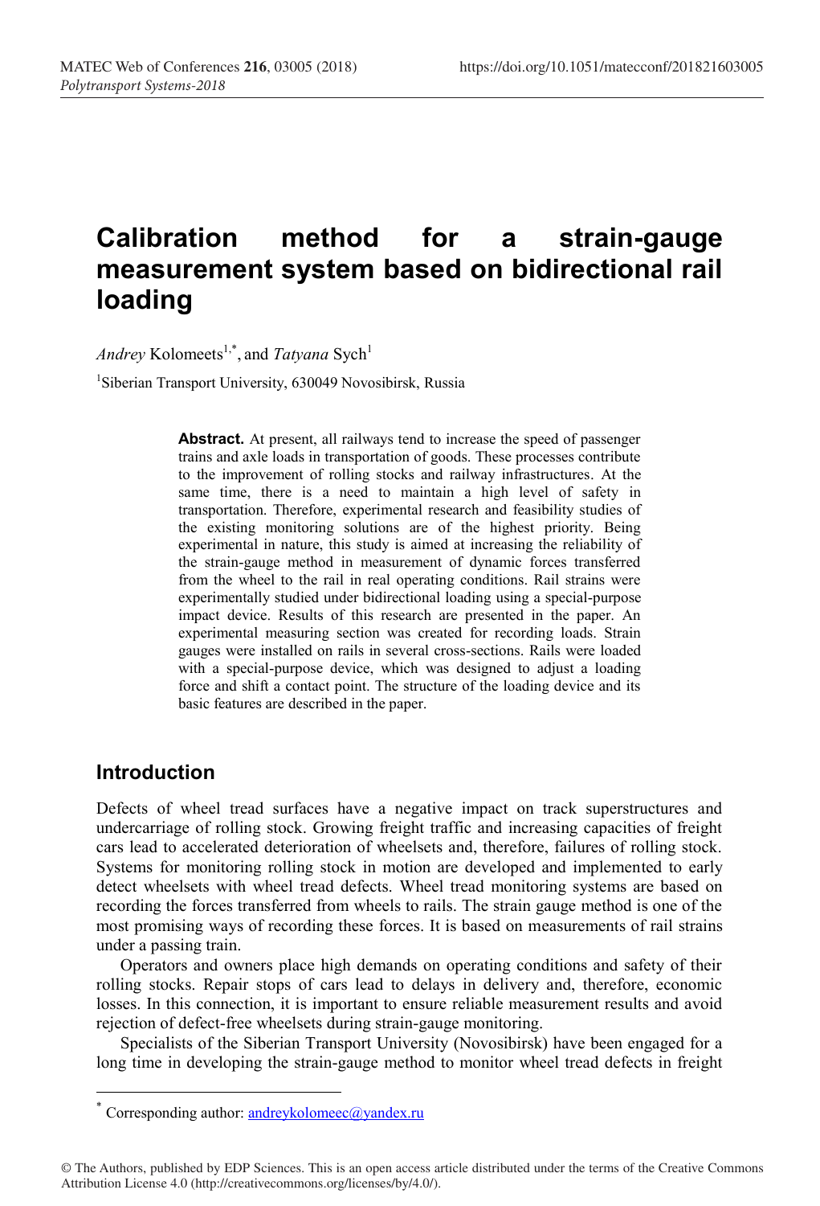# Calibration method for a strain-gauge measurement system based on bidirectional rail loading

*Andrey* Kolomeets[1,*], and *Tatyana* Sych[1]

[1]Siberian Transport University, 630049 Novosibirsk, Russia

**Abstract.** At present, all railways tend to increase the speed of passenger trains and axle loads in transportation of goods. These processes contribute to the improvement of rolling stocks and railway infrastructures. At the same time, there is a need to maintain a high level of safety in transportation. Therefore, experimental research and feasibility studies of the existing monitoring solutions are of the highest priority. Being experimental in nature, this study is aimed at increasing the reliability of the strain-gauge method in measurement of dynamic forces transferred from the wheel to the rail in real operating conditions. Rail strains were experimentally studied under bidirectional loading using a special-purpose impact device. Results of this research are presented in the paper. An experimental measuring section was created for recording loads. Strain gauges were installed on rails in several cross-sections. Rails were loaded with a special-purpose device, which was designed to adjust a loading force and shift a contact point. The structure of the loading device and its basic features are described in the paper.

## Introduction

Defects of wheel tread surfaces have a negative impact on track superstructures and undercarriage of rolling stock. Growing freight traffic and increasing capacities of freight cars lead to accelerated deterioration of wheelsets and, therefore, failures of rolling stock. Systems for monitoring rolling stock in motion are developed and implemented to early detect wheelsets with wheel tread defects. Wheel tread monitoring systems are based on recording the forces transferred from wheels to rails. The strain gauge method is one of the most promising ways of recording these forces. It is based on measurements of rail strains under a passing train.

Operators and owners place high demands on operating conditions and safety of their rolling stocks. Repair stops of cars lead to delays in delivery and, therefore, economic losses. In this connection, it is important to ensure reliable measurement results and avoid rejection of defect-free wheelsets during strain-gauge monitoring.

Specialists of the Siberian Transport University (Novosibirsk) have been engaged for a long time in developing the strain-gauge method to monitor wheel tread defects in freight

---

[*] Corresponding author: andreykolomeec@yandex.ru

© The Authors, published by EDP Sciences. This is an open access article distributed under the terms of the Creative Commons Attribution License 4.0 (http://creativecommons.org/licenses/by/4.0/).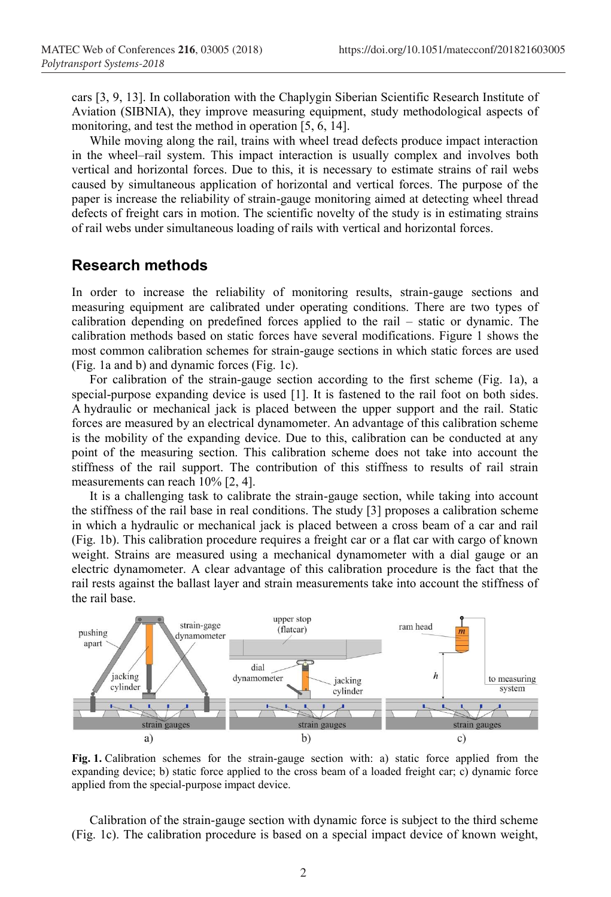cars [3, 9, 13]. In collaboration with the Chaplygin Siberian Scientific Research Institute of Aviation (SIBNIA), they improve measuring equipment, study methodological aspects of monitoring, and test the method in operation [5, 6, 14].

While moving along the rail, trains with wheel tread defects produce impact interaction in the wheel–rail system. This impact interaction is usually complex and involves both vertical and horizontal forces. Due to this, it is necessary to estimate strains of rail webs caused by simultaneous application of horizontal and vertical forces. The purpose of the paper is increase the reliability of strain-gauge monitoring aimed at detecting wheel thread defects of freight cars in motion. The scientific novelty of the study is in estimating strains of rail webs under simultaneous loading of rails with vertical and horizontal forces.

## Research methods

In order to increase the reliability of monitoring results, strain-gauge sections and measuring equipment are calibrated under operating conditions. There are two types of calibration depending on predefined forces applied to the rail – static or dynamic. The calibration methods based on static forces have several modifications. Figure 1 shows the most common calibration schemes for strain-gauge sections in which static forces are used (Fig. 1a and b) and dynamic forces (Fig. 1c).

For calibration of the strain-gauge section according to the first scheme (Fig. 1a), a special-purpose expanding device is used [1]. It is fastened to the rail foot on both sides. A hydraulic or mechanical jack is placed between the upper support and the rail. Static forces are measured by an electrical dynamometer. An advantage of this calibration scheme is the mobility of the expanding device. Due to this, calibration can be conducted at any point of the measuring section. This calibration scheme does not take into account the stiffness of the rail support. The contribution of this stiffness to results of rail strain measurements can reach 10% [2, 4].

It is a challenging task to calibrate the strain-gauge section, while taking into account the stiffness of the rail base in real conditions. The study [3] proposes a calibration scheme in which a hydraulic or mechanical jack is placed between a cross beam of a car and rail (Fig. 1b). This calibration procedure requires a freight car or a flat car with cargo of known weight. Strains are measured using a mechanical dynamometer with a dial gauge or an electric dynamometer. A clear advantage of this calibration procedure is the fact that the rail rests against the ballast layer and strain measurements take into account the stiffness of the rail base.

**Fig. 1.** Calibration schemes for the strain-gauge section with: a) static force applied from the expanding device; b) static force applied to the cross beam of a loaded freight car; c) dynamic force applied from the special-purpose impact device.

Calibration of the strain-gauge section with dynamic force is subject to the third scheme (Fig. 1c). The calibration procedure is based on a special impact device of known weight,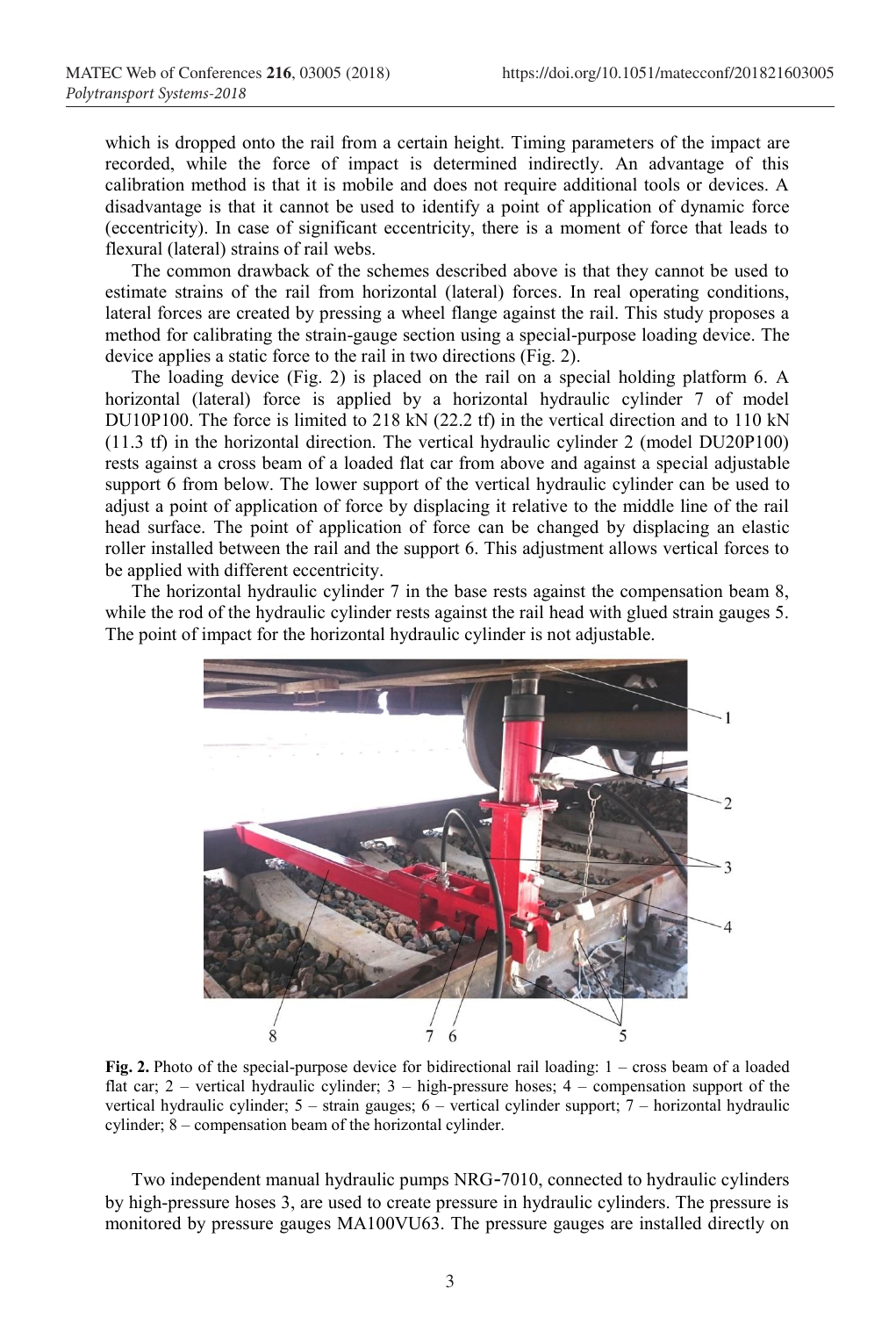which is dropped onto the rail from a certain height. Timing parameters of the impact are recorded, while the force of impact is determined indirectly. An advantage of this calibration method is that it is mobile and does not require additional tools or devices. A disadvantage is that it cannot be used to identify a point of application of dynamic force (eccentricity). In case of significant eccentricity, there is a moment of force that leads to flexural (lateral) strains of rail webs.

The common drawback of the schemes described above is that they cannot be used to estimate strains of the rail from horizontal (lateral) forces. In real operating conditions, lateral forces are created by pressing a wheel flange against the rail. This study proposes a method for calibrating the strain-gauge section using a special-purpose loading device. The device applies a static force to the rail in two directions (Fig. 2).

The loading device (Fig. 2) is placed on the rail on a special holding platform 6. A horizontal (lateral) force is applied by a horizontal hydraulic cylinder 7 of model DU10P100. The force is limited to 218 kN (22.2 tf) in the vertical direction and to 110 kN (11.3 tf) in the horizontal direction. The vertical hydraulic cylinder 2 (model DU20P100) rests against a cross beam of a loaded flat car from above and against a special adjustable support 6 from below. The lower support of the vertical hydraulic cylinder can be used to adjust a point of application of force by displacing it relative to the middle line of the rail head surface. The point of application of force can be changed by displacing an elastic roller installed between the rail and the support 6. This adjustment allows vertical forces to be applied with different eccentricity.

The horizontal hydraulic cylinder 7 in the base rests against the compensation beam 8, while the rod of the hydraulic cylinder rests against the rail head with glued strain gauges 5. The point of impact for the horizontal hydraulic cylinder is not adjustable.

**Fig. 2.** Photo of the special-purpose device for bidirectional rail loading: 1 – cross beam of a loaded flat car; 2 – vertical hydraulic cylinder; 3 – high-pressure hoses; 4 – compensation support of the vertical hydraulic cylinder; 5 – strain gauges; 6 – vertical cylinder support; 7 – horizontal hydraulic cylinder; 8 – compensation beam of the horizontal cylinder.

Two independent manual hydraulic pumps NRG-7010, connected to hydraulic cylinders by high-pressure hoses 3, are used to create pressure in hydraulic cylinders. The pressure is monitored by pressure gauges MA100VU63. The pressure gauges are installed directly on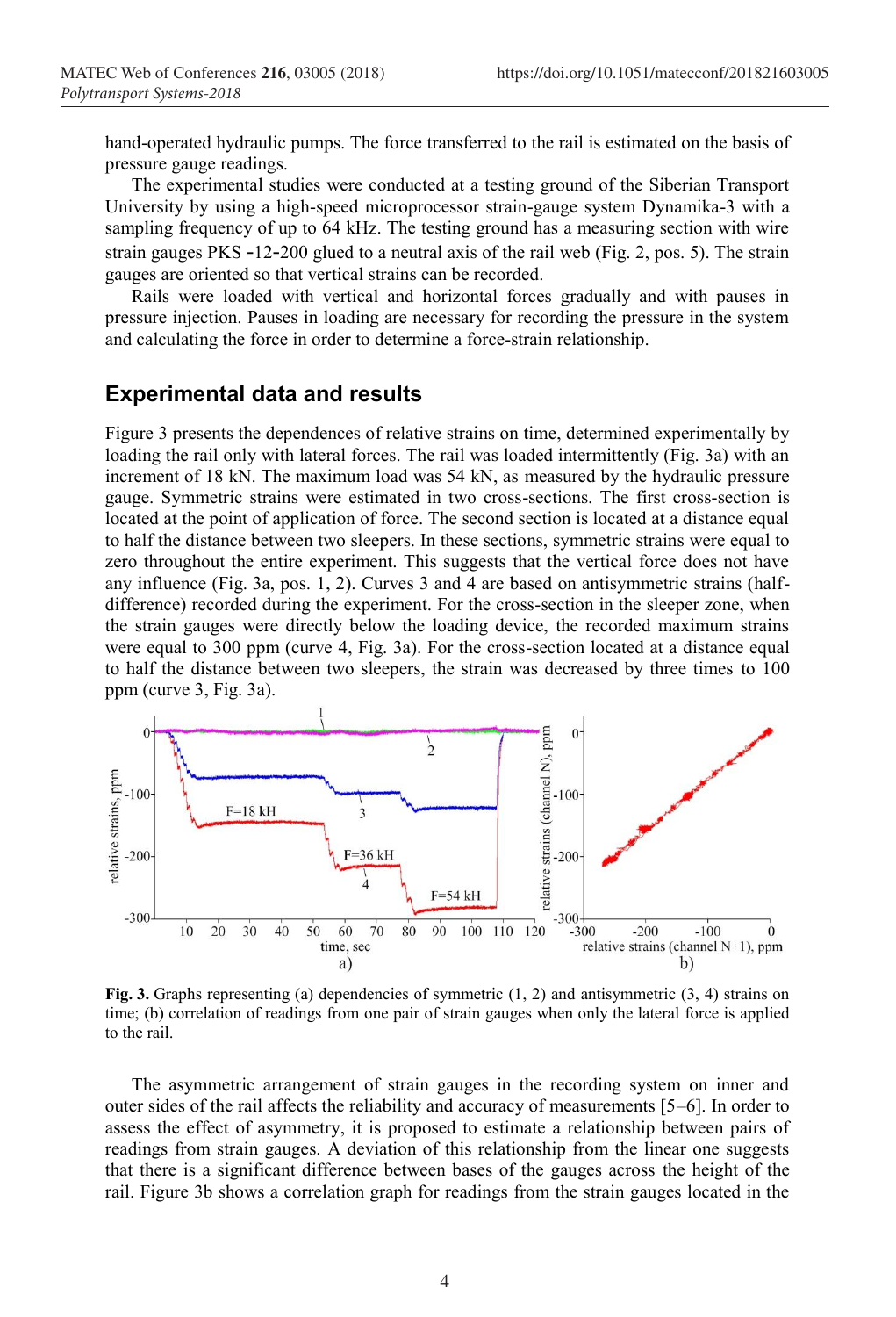hand-operated hydraulic pumps. The force transferred to the rail is estimated on the basis of pressure gauge readings.

The experimental studies were conducted at a testing ground of the Siberian Transport University by using a high-speed microprocessor strain-gauge system Dynamika-3 with a sampling frequency of up to 64 kHz. The testing ground has a measuring section with wire strain gauges PKS -12-200 glued to a neutral axis of the rail web (Fig. 2, pos. 5). The strain gauges are oriented so that vertical strains can be recorded.

Rails were loaded with vertical and horizontal forces gradually and with pauses in pressure injection. Pauses in loading are necessary for recording the pressure in the system and calculating the force in order to determine a force-strain relationship.

## Experimental data and results

Figure 3 presents the dependences of relative strains on time, determined experimentally by loading the rail only with lateral forces. The rail was loaded intermittently (Fig. 3a) with an increment of 18 kN. The maximum load was 54 kN, as measured by the hydraulic pressure gauge. Symmetric strains were estimated in two cross-sections. The first cross-section is located at the point of application of force. The second section is located at a distance equal to half the distance between two sleepers. In these sections, symmetric strains were equal to zero throughout the entire experiment. This suggests that the vertical force does not have any influence (Fig. 3a, pos. 1, 2). Curves 3 and 4 are based on antisymmetric strains (half-difference) recorded during the experiment. For the cross-section in the sleeper zone, when the strain gauges were directly below the loading device, the recorded maximum strains were equal to 300 ppm (curve 4, Fig. 3a). For the cross-section located at a distance equal to half the distance between two sleepers, the strain was decreased by three times to 100 ppm (curve 3, Fig. 3a).

**Fig. 3.** Graphs representing (a) dependencies of symmetric (1, 2) and antisymmetric (3, 4) strains on time; (b) correlation of readings from one pair of strain gauges when only the lateral force is applied to the rail.

The asymmetric arrangement of strain gauges in the recording system on inner and outer sides of the rail affects the reliability and accuracy of measurements [5–6]. In order to assess the effect of asymmetry, it is proposed to estimate a relationship between pairs of readings from strain gauges. A deviation of this relationship from the linear one suggests that there is a significant difference between bases of the gauges across the height of the rail. Figure 3b shows a correlation graph for readings from the strain gauges located in the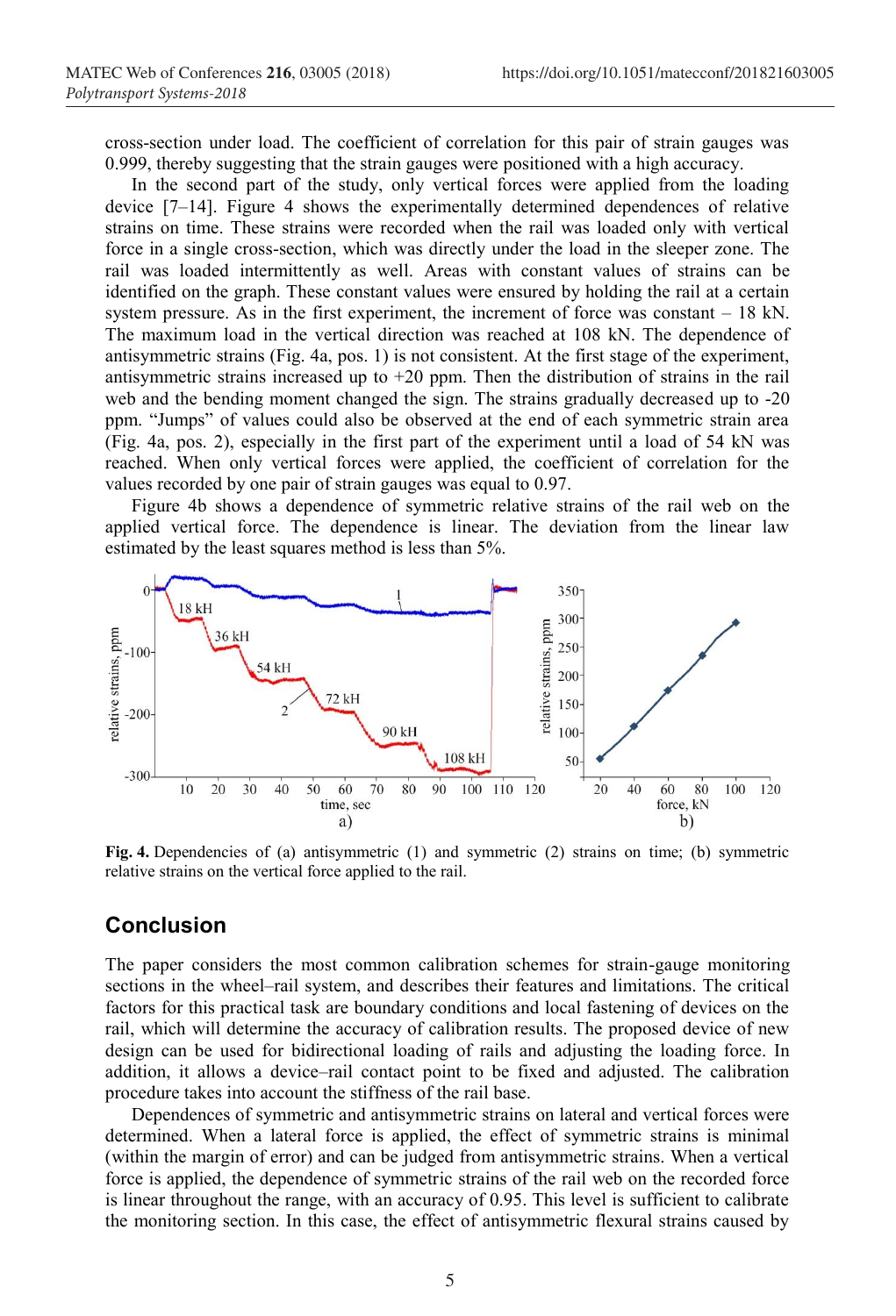cross-section under load. The coefficient of correlation for this pair of strain gauges was 0.999, thereby suggesting that the strain gauges were positioned with a high accuracy.

In the second part of the study, only vertical forces were applied from the loading device [7–14]. Figure 4 shows the experimentally determined dependences of relative strains on time. These strains were recorded when the rail was loaded only with vertical force in a single cross-section, which was directly under the load in the sleeper zone. The rail was loaded intermittently as well. Areas with constant values of strains can be identified on the graph. These constant values were ensured by holding the rail at a certain system pressure. As in the first experiment, the increment of force was constant – 18 kN. The maximum load in the vertical direction was reached at 108 kN. The dependence of antisymmetric strains (Fig. 4a, pos. 1) is not consistent. At the first stage of the experiment, antisymmetric strains increased up to +20 ppm. Then the distribution of strains in the rail web and the bending moment changed the sign. The strains gradually decreased up to -20 ppm. "Jumps" of values could also be observed at the end of each symmetric strain area (Fig. 4a, pos. 2), especially in the first part of the experiment until a load of 54 kN was reached. When only vertical forces were applied, the coefficient of correlation for the values recorded by one pair of strain gauges was equal to 0.97.

Figure 4b shows a dependence of symmetric relative strains of the rail web on the applied vertical force. The dependence is linear. The deviation from the linear law estimated by the least squares method is less than 5%.

**Fig. 4.** Dependencies of (a) antisymmetric (1) and symmetric (2) strains on time; (b) symmetric relative strains on the vertical force applied to the rail.

## Conclusion

The paper considers the most common calibration schemes for strain-gauge monitoring sections in the wheel–rail system, and describes their features and limitations. The critical factors for this practical task are boundary conditions and local fastening of devices on the rail, which will determine the accuracy of calibration results. The proposed device of new design can be used for bidirectional loading of rails and adjusting the loading force. In addition, it allows a device–rail contact point to be fixed and adjusted. The calibration procedure takes into account the stiffness of the rail base.

Dependences of symmetric and antisymmetric strains on lateral and vertical forces were determined. When a lateral force is applied, the effect of symmetric strains is minimal (within the margin of error) and can be judged from antisymmetric strains. When a vertical force is applied, the dependence of symmetric strains of the rail web on the recorded force is linear throughout the range, with an accuracy of 0.95. This level is sufficient to calibrate the monitoring section. In this case, the effect of antisymmetric flexural strains caused by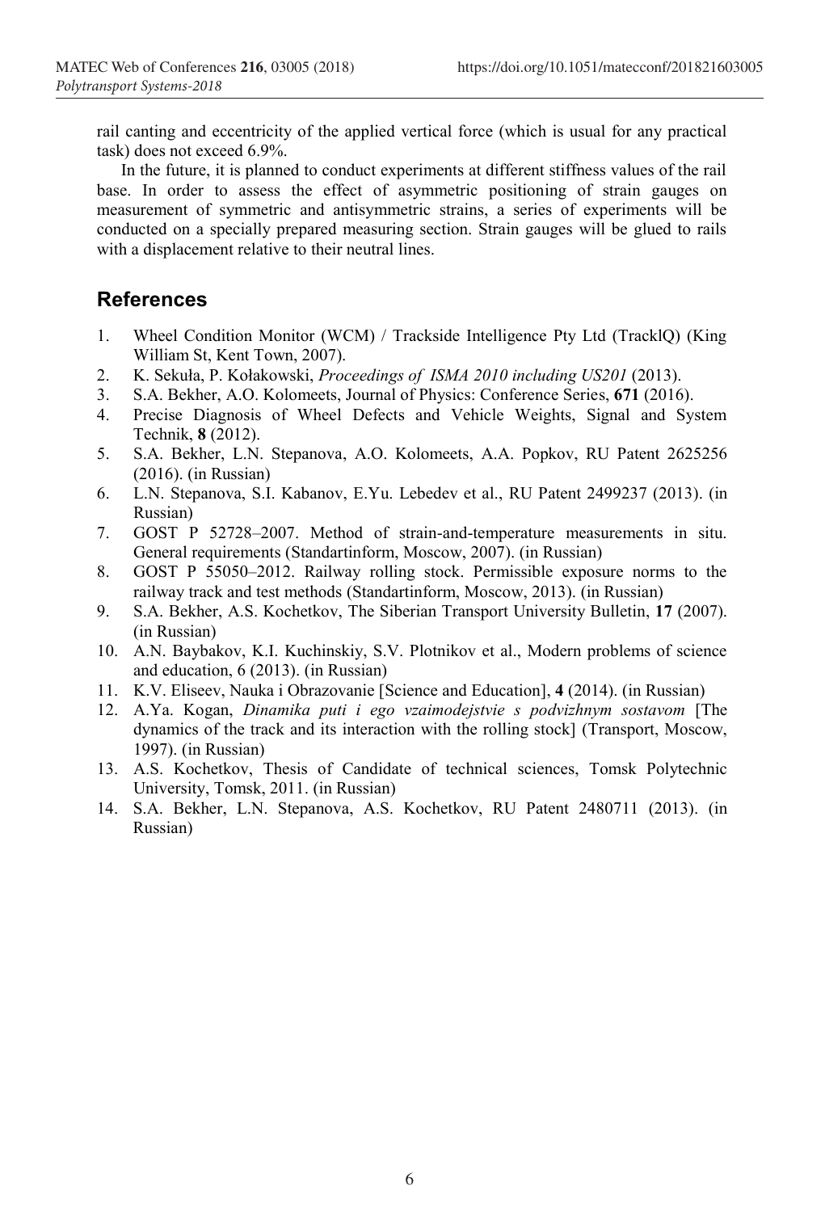rail canting and eccentricity of the applied vertical force (which is usual for any practical task) does not exceed 6.9%.

In the future, it is planned to conduct experiments at different stiffness values of the rail base. In order to assess the effect of asymmetric positioning of strain gauges on measurement of symmetric and antisymmetric strains, a series of experiments will be conducted on a specially prepared measuring section. Strain gauges will be glued to rails with a displacement relative to their neutral lines.

## References

1. Wheel Condition Monitor (WCM) / Trackside Intelligence Pty Ltd (TracklQ) (King William St, Kent Town, 2007).
2. K. Sekuła, P. Kołakowski, *Proceedings of ISMA 2010 including US201* (2013).
3. S.A. Bekher, A.O. Kolomeets, Journal of Physics: Conference Series, **671** (2016).
4. Precise Diagnosis of Wheel Defects and Vehicle Weights, Signal and System Technik, **8** (2012).
5. S.A. Bekher, L.N. Stepanova, A.O. Kolomeets, A.A. Popkov, RU Patent 2625256 (2016). (in Russian)
6. L.N. Stepanova, S.I. Kabanov, E.Yu. Lebedev et al., RU Patent 2499237 (2013). (in Russian)
7. GOST P 52728–2007. Method of strain-and-temperature measurements in situ. General requirements (Standartinform, Moscow, 2007). (in Russian)
8. GOST P 55050–2012. Railway rolling stock. Permissible exposure norms to the railway track and test methods (Standartinform, Moscow, 2013). (in Russian)
9. S.A. Bekher, A.S. Kochetkov, The Siberian Transport University Bulletin, **17** (2007). (in Russian)
10. A.N. Baybakov, K.I. Kuchinskiy, S.V. Plotnikov et al., Modern problems of science and education, 6 (2013). (in Russian)
11. K.V. Eliseev, Nauka i Obrazovanie [Science and Education], **4** (2014). (in Russian)
12. A.Ya. Kogan, *Dinamika puti i ego vzaimodejstvie s podvizhnym sostavom* [The dynamics of the track and its interaction with the rolling stock] (Transport, Moscow, 1997). (in Russian)
13. A.S. Kochetkov, Thesis of Candidate of technical sciences, Tomsk Polytechnic University, Tomsk, 2011. (in Russian)
14. S.A. Bekher, L.N. Stepanova, A.S. Kochetkov, RU Patent 2480711 (2013). (in Russian)